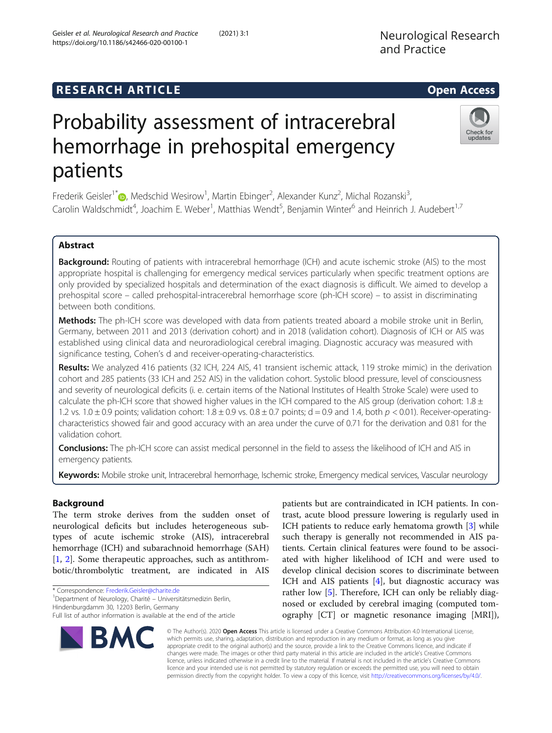# Probability assessment of intracerebral hemorrhage in prehospital emergency patients

Frederik Geisler[1*], Medschid Wesirow[1], Martin Ebinger[2], Alexander Kunz[2], Michal Rozanski[3], Carolin Waldschmidt[4], Joachim E. Weber[1], Matthias Wendt[5], Benjamin Winter[6] and Heinrich J. Audebert[1,7]

## Abstract

**Background:** Routing of patients with intracerebral hemorrhage (ICH) and acute ischemic stroke (AIS) to the most appropriate hospital is challenging for emergency medical services particularly when specific treatment options are only provided by specialized hospitals and determination of the exact diagnosis is difficult. We aimed to develop a prehospital score – called prehospital-intracerebral hemorrhage score (ph-ICH score) – to assist in discriminating between both conditions.

**Methods:** The ph-ICH score was developed with data from patients treated aboard a mobile stroke unit in Berlin, Germany, between 2011 and 2013 (derivation cohort) and in 2018 (validation cohort). Diagnosis of ICH or AIS was established using clinical data and neuroradiological cerebral imaging. Diagnostic accuracy was measured with significance testing, Cohen's d and receiver-operating-characteristics.

**Results:** We analyzed 416 patients (32 ICH, 224 AIS, 41 transient ischemic attack, 119 stroke mimic) in the derivation cohort and 285 patients (33 ICH and 252 AIS) in the validation cohort. Systolic blood pressure, level of consciousness and severity of neurological deficits (i. e. certain items of the National Institutes of Health Stroke Scale) were used to calculate the ph-ICH score that showed higher values in the ICH compared to the AIS group (derivation cohort: 1.8 ± 1.2 vs. 1.0 ± 0.9 points; validation cohort: 1.8 ± 0.9 vs. 0.8 ± 0.7 points; d = 0.9 and 1.4, both $p < 0.01$). Receiver-operating-characteristics showed fair and good accuracy with an area under the curve of 0.71 for the derivation and 0.81 for the validation cohort.

**Conclusions:** The ph-ICH score can assist medical personnel in the field to assess the likelihood of ICH and AIS in emergency patients.

**Keywords:** Mobile stroke unit, Intracerebral hemorrhage, Ischemic stroke, Emergency medical services, Vascular neurology

## Background

The term stroke derives from the sudden onset of neurological deficits but includes heterogeneous subtypes of acute ischemic stroke (AIS), intracerebral hemorrhage (ICH) and subarachnoid hemorrhage (SAH) [1, 2]. Some therapeutic approaches, such as antithrombotic/thrombolytic treatment, are indicated in AIS patients but are contraindicated in ICH patients. In contrast, acute blood pressure lowering is regularly used in ICH patients to reduce early hematoma growth [3] while such therapy is generally not recommended in AIS patients. Certain clinical features were found to be associated with higher likelihood of ICH and were used to develop clinical decision scores to discriminate between ICH and AIS patients [4], but diagnostic accuracy was rather low [5]. Therefore, ICH can only be reliably diagnosed or excluded by cerebral imaging (computed tomography [CT] or magnetic resonance imaging [MRI]),

* Correspondence: Frederik.Geisler@charite.de
[1]Department of Neurology, Charité – Universitätsmedizin Berlin, Hindenburgdamm 30, 12203 Berlin, Germany
Full list of author information is available at the end of the article

© The Author(s). 2020 **Open Access** This article is licensed under a Creative Commons Attribution 4.0 International License, which permits use, sharing, adaptation, distribution and reproduction in any medium or format, as long as you give appropriate credit to the original author(s) and the source, provide a link to the Creative Commons licence, and indicate if changes were made. The images or other third party material in this article are included in the article's Creative Commons licence, unless indicated otherwise in a credit line to the material. If material is not included in the article's Creative Commons licence and your intended use is not permitted by statutory regulation or exceeds the permitted use, you will need to obtain permission directly from the copyright holder. To view a copy of this licence, visit http://creativecommons.org/licenses/by/4.0/.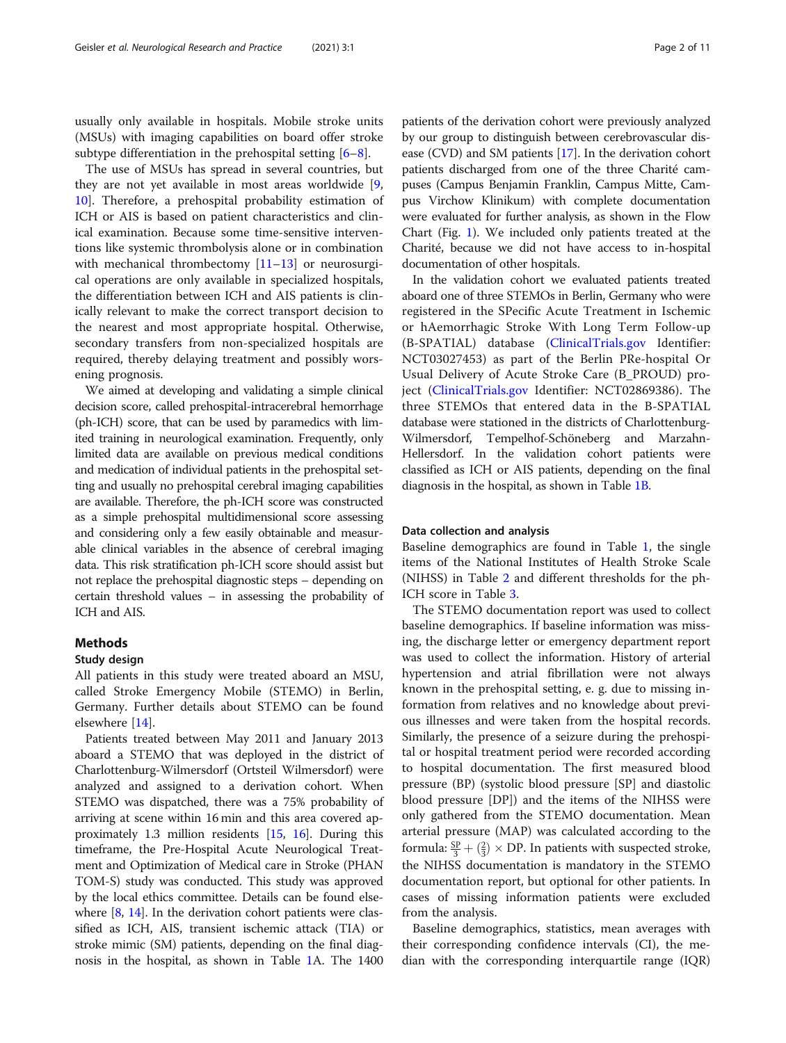usually only available in hospitals. Mobile stroke units (MSUs) with imaging capabilities on board offer stroke subtype differentiation in the prehospital setting [6–8].

The use of MSUs has spread in several countries, but they are not yet available in most areas worldwide [9, 10]. Therefore, a prehospital probability estimation of ICH or AIS is based on patient characteristics and clinical examination. Because some time-sensitive interventions like systemic thrombolysis alone or in combination with mechanical thrombectomy [11–13] or neurosurgical operations are only available in specialized hospitals, the differentiation between ICH and AIS patients is clinically relevant to make the correct transport decision to the nearest and most appropriate hospital. Otherwise, secondary transfers from non-specialized hospitals are required, thereby delaying treatment and possibly worsening prognosis.

We aimed at developing and validating a simple clinical decision score, called prehospital-intracerebral hemorrhage (ph-ICH) score, that can be used by paramedics with limited training in neurological examination. Frequently, only limited data are available on previous medical conditions and medication of individual patients in the prehospital setting and usually no prehospital cerebral imaging capabilities are available. Therefore, the ph-ICH score was constructed as a simple prehospital multidimensional score assessing and considering only a few easily obtainable and measurable clinical variables in the absence of cerebral imaging data. This risk stratification ph-ICH score should assist but not replace the prehospital diagnostic steps – depending on certain threshold values – in assessing the probability of ICH and AIS.

## Methods

### Study design

All patients in this study were treated aboard an MSU, called Stroke Emergency Mobile (STEMO) in Berlin, Germany. Further details about STEMO can be found elsewhere [14].

Patients treated between May 2011 and January 2013 aboard a STEMO that was deployed in the district of Charlottenburg-Wilmersdorf (Ortsteil Wilmersdorf) were analyzed and assigned to a derivation cohort. When STEMO was dispatched, there was a 75% probability of arriving at scene within 16 min and this area covered approximately 1.3 million residents [15, 16]. During this timeframe, the Pre-Hospital Acute Neurological Treatment and Optimization of Medical care in Stroke (PHANTOM-S) study was conducted. This study was approved by the local ethics committee. Details can be found elsewhere [8, 14]. In the derivation cohort patients were classified as ICH, AIS, transient ischemic attack (TIA) or stroke mimic (SM) patients, depending on the final diagnosis in the hospital, as shown in Table 1A. The 1400 patients of the derivation cohort were previously analyzed by our group to distinguish between cerebrovascular disease (CVD) and SM patients [17]. In the derivation cohort patients discharged from one of the three Charité campuses (Campus Benjamin Franklin, Campus Mitte, Campus Virchow Klinikum) with complete documentation were evaluated for further analysis, as shown in the Flow Chart (Fig. 1). We included only patients treated at the Charité, because we did not have access to in-hospital documentation of other hospitals.

In the validation cohort we evaluated patients treated aboard one of three STEMOs in Berlin, Germany who were registered in the SPecific Acute Treatment in Ischemic or hAEmorrhagic Stroke With Long Term Follow-up (B-SPATIAL) database (ClinicalTrials.gov Identifier: NCT03027453) as part of the Berlin PRe-hospital Or Usual Delivery of Acute Stroke Care (B_PROUD) project (ClinicalTrials.gov Identifier: NCT02869386). The three STEMOs that entered data in the B-SPATIAL database were stationed in the districts of Charlottenburg-Wilmersdorf, Tempelhof-Schöneberg and Marzahn-Hellersdorf. In the validation cohort patients were classified as ICH or AIS patients, depending on the final diagnosis in the hospital, as shown in Table 1B.

### Data collection and analysis

Baseline demographics are found in Table 1, the single items of the National Institutes of Health Stroke Scale (NIHSS) in Table 2 and different thresholds for the ph-ICH score in Table 3.

The STEMO documentation report was used to collect baseline demographics. If baseline information was missing, the discharge letter or emergency department report was used to collect the information. History of arterial hypertension and atrial fibrillation were not always known in the prehospital setting, e. g. due to missing information from relatives and no knowledge about previous illnesses and were taken from the hospital records. Similarly, the presence of a seizure during the prehospital or hospital treatment period were recorded according to hospital documentation. The first measured blood pressure (BP) (systolic blood pressure [SP] and diastolic blood pressure [DP]) and the items of the NIHSS were only gathered from the STEMO documentation. Mean arterial pressure (MAP) was calculated according to the formula: $\frac{SP}{3} + \left(\frac{2}{3}\right) \times DP$. In patients with suspected stroke, the NIHSS documentation is mandatory in the STEMO documentation report, but optional for other patients. In cases of missing information patients were excluded from the analysis.

Baseline demographics, statistics, mean averages with their corresponding confidence intervals (CI), the median with the corresponding interquartile range (IQR)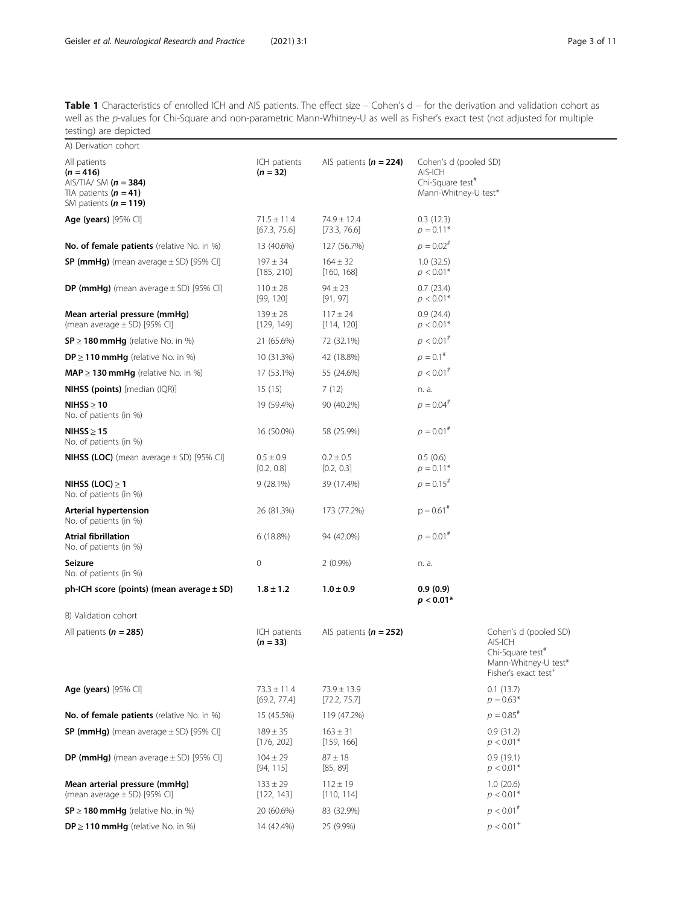**Table 1** Characteristics of enrolled ICH and AIS patients. The effect size – Cohen's d – for the derivation and validation cohort as well as the p-values for Chi-Square and non-parametric Mann-Whitney-U as well as Fisher's exact test (not adjusted for multiple testing) are depicted

A) Derivation cohort

| All patients **($n = 416$)** AIS/TIA/ SM **($n = 384$)** TIA patients **($n = 41$)** SM patients **($n = 119$)** | ICH patients **($n = 32$)** | AIS patients **($n = 224$)** | Cohen's d (pooled SD) AIS-ICH Chi-Square test[#] Mann-Whitney-U test* |
|---|---|---|---|
| **Age (years)** [95% CI] | 71.5 ± 11.4 [67.3, 75.6] | 74.9 ± 12.4 [73.3, 76.6] | 0.3 (12.3) $p = 0.11$* |
| **No. of female patients** (relative No. in %) | 13 (40.6%) | 127 (56.7%) | $p = 0.02$[#] |
| **SP (mmHg)** (mean average ± SD) [95% CI] | 197 ± 34 [185, 210] | 164 ± 32 [160, 168] | 1.0 (32.5) $p < 0.01$* |
| **DP (mmHg)** (mean average ± SD) [95% CI] | 110 ± 28 [99, 120] | 94 ± 23 [91, 97] | 0.7 (23.4) $p < 0.01$* |
| **Mean arterial pressure (mmHg)** (mean average ± SD) [95% CI] | 139 ± 28 [129, 149] | 117 ± 24 [114, 120] | 0.9 (24.4) $p < 0.01$* |
| **SP ≥ 180 mmHg** (relative No. in %) | 21 (65.6%) | 72 (32.1%) | $p < 0.01$[#] |
| **DP ≥ 110 mmHg** (relative No. in %) | 10 (31.3%) | 42 (18.8%) | $p = 0.1$[#] |
| **MAP ≥ 130 mmHg** (relative No. in %) | 17 (53.1%) | 55 (24.6%) | $p < 0.01$[#] |
| **NIHSS (points)** [median (IQR)] | 15 (15) | 7 (12) | n. a. |
| **NIHSS ≥ 10** No. of patients (in %) | 19 (59.4%) | 90 (40.2%) | $p = 0.04$[#] |
| **NIHSS ≥ 15** No. of patients (in %) | 16 (50.0%) | 58 (25.9%) | $p = 0.01$[#] |
| **NIHSS (LOC)** (mean average ± SD) [95% CI] | 0.5 ± 0.9 [0.2, 0.8] | 0.2 ± 0.5 [0.2, 0.3] | 0.5 (0.6) $p = 0.11$* |
| **NIHSS (LOC) ≥ 1** No. of patients (in %) | 9 (28.1%) | 39 (17.4%) | $p = 0.15$[#] |
| **Arterial hypertension** No. of patients (in %) | 26 (81.3%) | 173 (77.2%) | $p = 0.61$[#] |
| **Atrial fibrillation** No. of patients (in %) | 6 (18.8%) | 94 (42.0%) | $p = 0.01$[#] |
| **Seizure** No. of patients (in %) | 0 | 2 (0.9%) | n. a. |
| **ph-ICH score (points) (mean average ± SD)** | **1.8 ± 1.2** | **1.0 ± 0.9** | **0.9 (0.9) $p < 0.01$*** |

B) Validation cohort

| All patients **($n = 285$)** | ICH patients **($n = 33$)** | AIS patients **($n = 252$)** | Cohen's d (pooled SD) AIS-ICH Chi-Square test[#] Mann-Whitney-U test* Fisher's exact test[+] |
|---|---|---|---|
| **Age (years)** [95% CI] | 73.3 ± 11.4 [69.2, 77.4] | 73.9 ± 13.9 [72.2, 75.7] | 0.1 (13.7) $p = 0.63$* |
| **No. of female patients** (relative No. in %) | 15 (45.5%) | 119 (47.2%) | $p = 0.85$[#] |
| **SP (mmHg)** (mean average ± SD) [95% CI] | 189 ± 35 [176, 202] | 163 ± 31 [159, 166] | 0.9 (31.2) $p < 0.01$* |
| **DP (mmHg)** (mean average ± SD) [95% CI] | 104 ± 29 [94, 115] | 87 ± 18 [85, 89] | 0.9 (19.1) $p < 0.01$* |
| **Mean arterial pressure (mmHg)** (mean average ± SD) [95% CI] | 133 ± 29 [122, 143] | 112 ± 19 [110, 114] | 1.0 (20.6) $p < 0.01$* |
| **SP ≥ 180 mmHg** (relative No. in %) | 20 (60.6%) | 83 (32.9%) | $p < 0.01$[#] |
| **DP ≥ 110 mmHg** (relative No. in %) | 14 (42.4%) | 25 (9.9%) | $p < 0.01$[+] |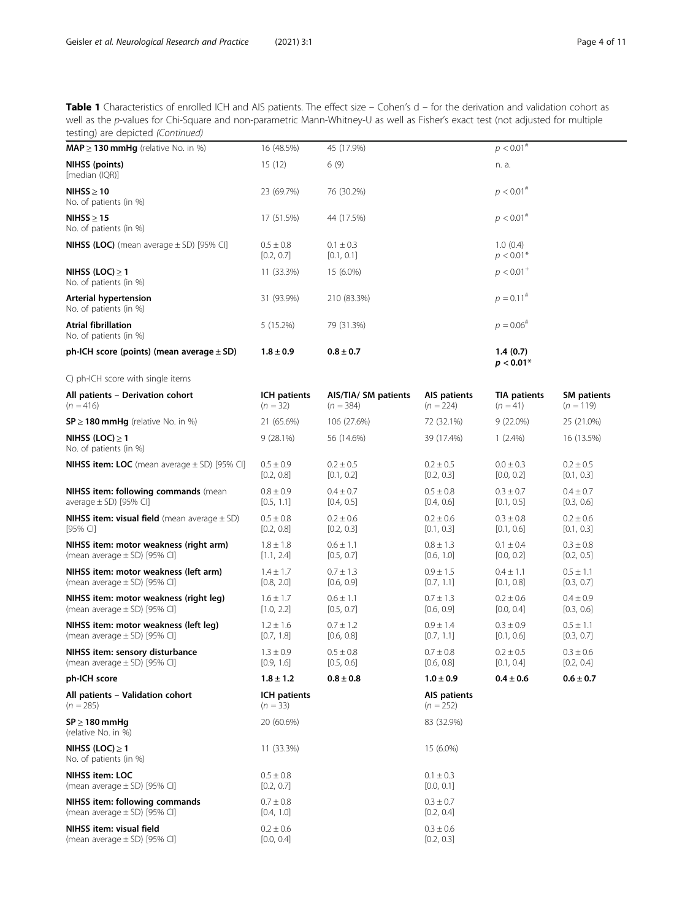**Table 1** Characteristics of enrolled ICH and AIS patients. The effect size – Cohen's d – for the derivation and validation cohort as well as the *p*-values for Chi-Square and non-parametric Mann-Whitney-U as well as Fisher's exact test (not adjusted for multiple testing) are depicted *(Continued)*

| | | | | | |
|---|---|---|---|---|---|
| **MAP ≥ 130 mmHg** (relative No. in %) | 16 (48.5%) | 45 (17.9%) | | $p < 0.01^{\#}$ | |
| **NIHSS (points)** [median (IQR)] | 15 (12) | 6 (9) | | n. a. | |
| **NIHSS ≥ 10** No. of patients (in %) | 23 (69.7%) | 76 (30.2%) | | $p < 0.01^{\#}$ | |
| **NIHSS ≥ 15** No. of patients (in %) | 17 (51.5%) | 44 (17.5%) | | $p < 0.01^{\#}$ | |
| **NIHSS (LOC)** (mean average ± SD) [95% CI] | 0.5 ± 0.8 [0.2, 0.7] | 0.1 ± 0.3 [0.1, 0.1] | | 1.0 (0.4) $p < 0.01^{*}$ | |
| **NIHSS (LOC) ≥ 1** No. of patients (in %) | 11 (33.3%) | 15 (6.0%) | | $p < 0.01^{+}$ | |
| **Arterial hypertension** No. of patients (in %) | 31 (93.9%) | 210 (83.3%) | | $p = 0.11^{\#}$ | |
| **Atrial fibrillation** No. of patients (in %) | 5 (15.2%) | 79 (31.3%) | | $p = 0.06^{\#}$ | |
| **ph-ICH score (points) (mean average ± SD)** | **1.8 ± 0.9** | **0.8 ± 0.7** | | **1.4 (0.7)** $p < 0.01^{*}$ | |
| C) ph-ICH score with single items | | | | | |
| **All patients – Derivation cohort** (*n* = 416) | **ICH patients** (*n* = 32) | **AIS/TIA/ SM patients** (*n* = 384) | **AIS patients** (*n* = 224) | **TIA patients** (*n* = 41) | **SM patients** (*n* = 119) |
| **SP ≥ 180 mmHg** (relative No. in %) | 21 (65.6%) | 106 (27.6%) | 72 (32.1%) | 9 (22.0%) | 25 (21.0%) |
| **NIHSS (LOC) ≥ 1** No. of patients (in %) | 9 (28.1%) | 56 (14.6%) | 39 (17.4%) | 1 (2.4%) | 16 (13.5%) |
| **NIHSS item: LOC** (mean average ± SD) [95% CI] | 0.5 ± 0.9 [0.2, 0.8] | 0.2 ± 0.5 [0.1, 0.2] | 0.2 ± 0.5 [0.2, 0.3] | 0.0 ± 0.3 [0.0, 0.2] | 0.2 ± 0.5 [0.1, 0.3] |
| **NIHSS item: following commands** (mean average ± SD) [95% CI] | 0.8 ± 0.9 [0.5, 1.1] | 0.4 ± 0.7 [0.4, 0.5] | 0.5 ± 0.8 [0.4, 0.6] | 0.3 ± 0.7 [0.1, 0.5] | 0.4 ± 0.7 [0.3, 0.6] |
| **NIHSS item: visual field** (mean average ± SD) [95% CI] | 0.5 ± 0.8 [0.2, 0.8] | 0.2 ± 0.6 [0.2, 0.3] | 0.2 ± 0.6 [0.1, 0.3] | 0.3 ± 0.8 [0.1, 0.6] | 0.2 ± 0.6 [0.1, 0.3] |
| **NIHSS item: motor weakness (right arm)** (mean average ± SD) [95% CI] | 1.8 ± 1.8 [1.1, 2.4] | 0.6 ± 1.1 [0.5, 0.7] | 0.8 ± 1.3 [0.6, 1.0] | 0.1 ± 0.4 [0.0, 0.2] | 0.3 ± 0.8 [0.2, 0.5] |
| **NIHSS item: motor weakness (left arm)** (mean average ± SD) [95% CI] | 1.4 ± 1.7 [0.8, 2.0] | 0.7 ± 1.3 [0.6, 0.9] | 0.9 ± 1.5 [0.7, 1.1] | 0.4 ± 1.1 [0.1, 0.8] | 0.5 ± 1.1 [0.3, 0.7] |
| **NIHSS item: motor weakness (right leg)** (mean average ± SD) [95% CI] | 1.6 ± 1.7 [1.0, 2.2] | 0.6 ± 1.1 [0.5, 0.7] | 0.7 ± 1.3 [0.6, 0.9] | 0.2 ± 0.6 [0.0, 0.4] | 0.4 ± 0.9 [0.3, 0.6] |
| **NIHSS item: motor weakness (left leg)** (mean average ± SD) [95% CI] | 1.2 ± 1.6 [0.7, 1.8] | 0.7 ± 1.2 [0.6, 0.8] | 0.9 ± 1.4 [0.7, 1.1] | 0.3 ± 0.9 [0.1, 0.6] | 0.5 ± 1.1 [0.3, 0.7] |
| **NIHSS item: sensory disturbance** (mean average ± SD) [95% CI] | 1.3 ± 0.9 [0.9, 1.6] | 0.5 ± 0.8 [0.5, 0.6] | 0.7 ± 0.8 [0.6, 0.8] | 0.2 ± 0.5 [0.1, 0.4] | 0.3 ± 0.6 [0.2, 0.4] |
| **ph-ICH score** | **1.8 ± 1.2** | **0.8 ± 0.8** | **1.0 ± 0.9** | **0.4 ± 0.6** | **0.6 ± 0.7** |
| **All patients – Validation cohort** (*n* = 285) | **ICH patients** (*n* = 33) | | **AIS patients** (*n* = 252) | | |
| **SP ≥ 180 mmHg** (relative No. in %) | 20 (60.6%) | | 83 (32.9%) | | |
| **NIHSS (LOC) ≥ 1** No. of patients (in %) | 11 (33.3%) | | 15 (6.0%) | | |
| **NIHSS item: LOC** (mean average ± SD) [95% CI] | 0.5 ± 0.8 [0.2, 0.7] | | 0.1 ± 0.3 [0.0, 0.1] | | |
| **NIHSS item: following commands** (mean average ± SD) [95% CI] | 0.7 ± 0.8 [0.4, 1.0] | | 0.3 ± 0.7 [0.2, 0.4] | | |
| **NIHSS item: visual field** (mean average ± SD) [95% CI] | 0.2 ± 0.6 [0.0, 0.4] | | 0.3 ± 0.6 [0.2, 0.3] | | |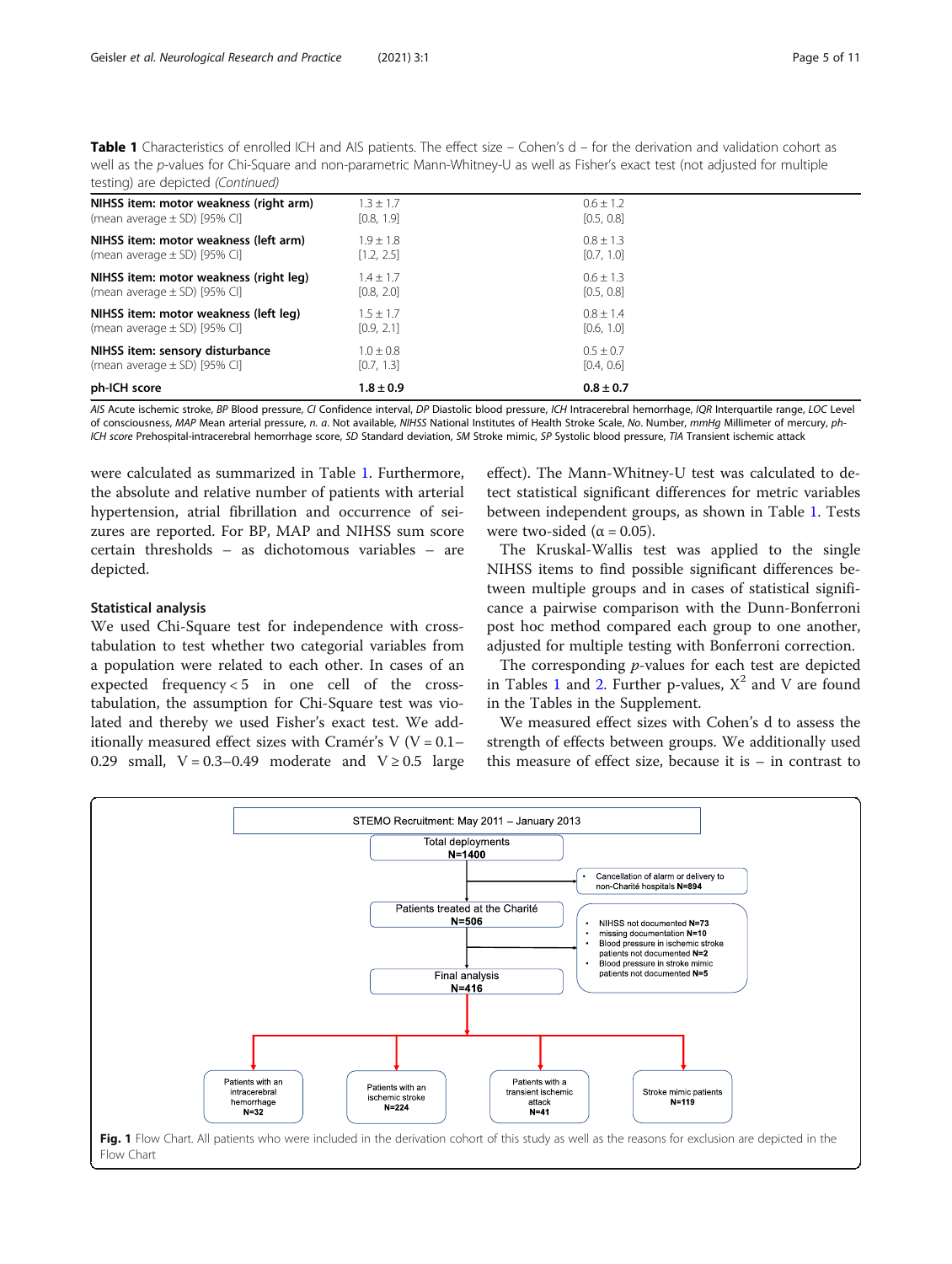**Table 1** Characteristics of enrolled ICH and AIS patients. The effect size – Cohen's d – for the derivation and validation cohort as well as the *p*-values for Chi-Square and non-parametric Mann-Whitney-U as well as Fisher's exact test (not adjusted for multiple testing) are depicted *(Continued)*

| | | |
|---|---|---|
| **NIHSS item: motor weakness (right arm)** (mean average ± SD) [95% CI] | 1.3 ± 1.7 [0.8, 1.9] | 0.6 ± 1.2 [0.5, 0.8] |
| **NIHSS item: motor weakness (left arm)** (mean average ± SD) [95% CI] | 1.9 ± 1.8 [1.2, 2.5] | 0.8 ± 1.3 [0.7, 1.0] |
| **NIHSS item: motor weakness (right leg)** (mean average ± SD) [95% CI] | 1.4 ± 1.7 [0.8, 2.0] | 0.6 ± 1.3 [0.5, 0.8] |
| **NIHSS item: motor weakness (left leg)** (mean average ± SD) [95% CI] | 1.5 ± 1.7 [0.9, 2.1] | 0.8 ± 1.4 [0.6, 1.0] |
| **NIHSS item: sensory disturbance** (mean average ± SD) [95% CI] | 1.0 ± 0.8 [0.7, 1.3] | 0.5 ± 0.7 [0.4, 0.6] |
| **ph-ICH score** | **1.8 ± 0.9** | **0.8 ± 0.7** |

*AIS* Acute ischemic stroke, *BP* Blood pressure, *CI* Confidence interval, *DP* Diastolic blood pressure, *ICH* Intracerebral hemorrhage, *IQR* Interquartile range, *LOC* Level of consciousness, *MAP* Mean arterial pressure, *n. a.* Not available, *NIHSS* National Institutes of Health Stroke Scale, *No.* Number, *mmHg* Millimeter of mercury, *ph-ICH score* Prehospital-intracerebral hemorrhage score, *SD* Standard deviation, *SM* Stroke mimic, *SP* Systolic blood pressure, *TIA* Transient ischemic attack

were calculated as summarized in Table 1. Furthermore, the absolute and relative number of patients with arterial hypertension, atrial fibrillation and occurrence of seizures are reported. For BP, MAP and NIHSS sum score certain thresholds – as dichotomous variables – are depicted.

### Statistical analysis

We used Chi-Square test for independence with cross-tabulation to test whether two categorial variables from a population were related to each other. In cases of an expected frequency < 5 in one cell of the cross-tabulation, the assumption for Chi-Square test was violated and thereby we used Fisher's exact test. We additionally measured effect sizes with Cramér's V (V = 0.1–0.29 small, V = 0.3–0.49 moderate and V ≥ 0.5 large effect). The Mann-Whitney-U test was calculated to detect statistical significant differences for metric variables between independent groups, as shown in Table 1. Tests were two-sided ($\alpha = 0.05$).

The Kruskal-Wallis test was applied to the single NIHSS items to find possible significant differences between multiple groups and in cases of statistical significance a pairwise comparison with the Dunn-Bonferroni post hoc method compared each group to one another, adjusted for multiple testing with Bonferroni correction.

The corresponding *p*-values for each test are depicted in Tables 1 and 2. Further p-values, $X^2$ and V are found in the Tables in the Supplement.

We measured effect sizes with Cohen's d to assess the strength of effects between groups. We additionally used this measure of effect size, because it is – in contrast to

STEMO Recruitment: May 2011 – January 2013

Total deployments N=1400

- Cancellation of alarm or delivery to non-Charité hospitals N=894

Patients treated at the Charité N=506

- NIHSS not documented N=73
- missing documentation N=10
- Blood pressure in ischemic stroke patients not documented N=2
- Blood pressure in stroke mimic patients not documented N=5

Final analysis N=416

Patients with an intracerebral hemorrhage N=32 | Patients with an ischemic stroke N=224 | Patients with a transient ischemic attack N=41 | Stroke mimic patients N=119

**Fig. 1** Flow Chart. All patients who were included in the derivation cohort of this study as well as the reasons for exclusion are depicted in the Flow Chart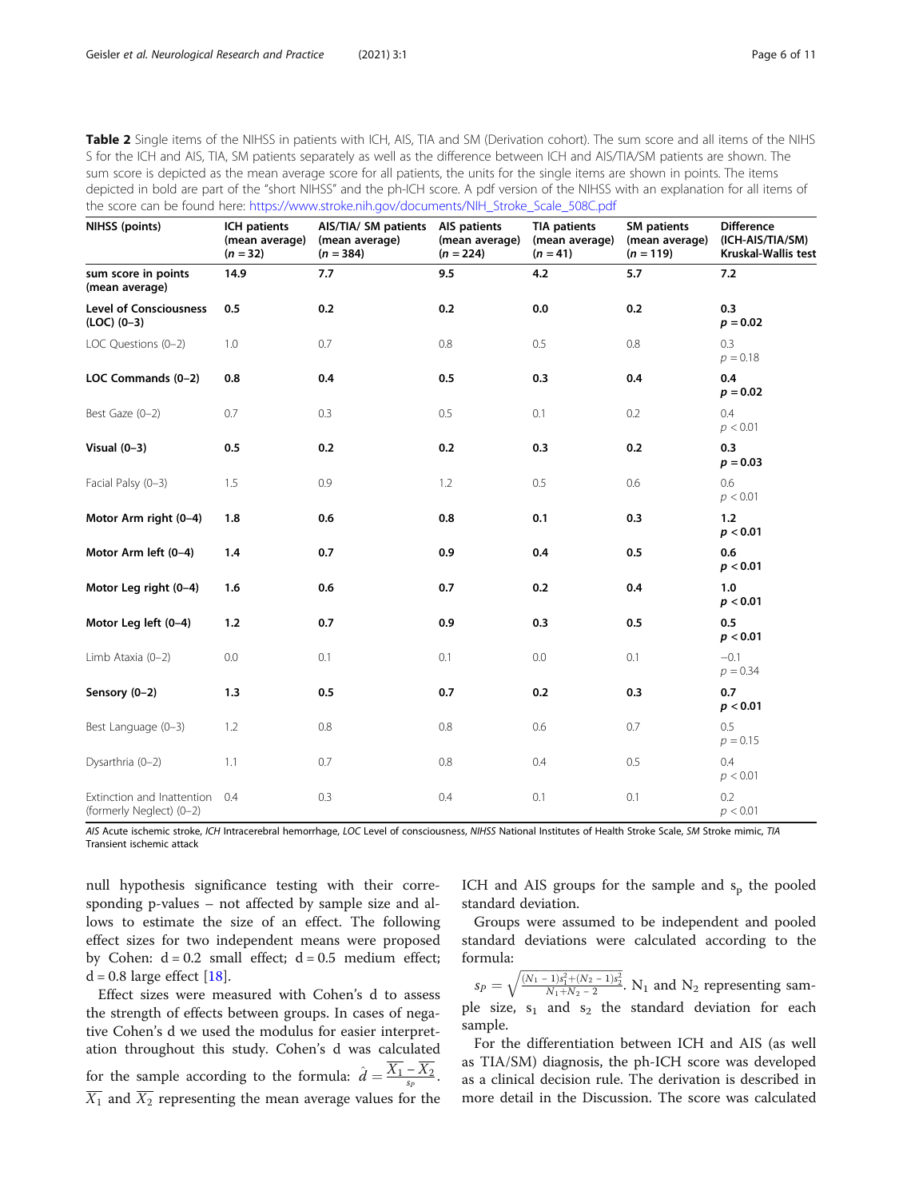**Table 2** Single items of the NIHSS in patients with ICH, AIS, TIA and SM (Derivation cohort). The sum score and all items of the NIHSS for the ICH and AIS, TIA, SM patients separately as well as the difference between ICH and AIS/TIA/SM patients are shown. The sum score is depicted as the mean average score for all patients, the units for the single items are shown in points. The items depicted in bold are part of the "short NIHSS" and the ph-ICH score. A pdf version of the NIHSS with an explanation for all items of the score can be found here: https://www.stroke.nih.gov/documents/NIH_Stroke_Scale_508C.pdf

| NIHSS (points) | ICH patients (mean average) ($n = 32$) | AIS/TIA/ SM patients (mean average) ($n = 384$) | AIS patients (mean average) ($n = 224$) | TIA patients (mean average) ($n = 41$) | SM patients (mean average) ($n = 119$) | Difference (ICH-AIS/TIA/SM) Kruskal-Wallis test |
|---|---|---|---|---|---|---|
| **sum score in points (mean average)** | **14.9** | **7.7** | **9.5** | **4.2** | **5.7** | **7.2** |
| **Level of Consciousness (LOC) (0–3)** | **0.5** | **0.2** | **0.2** | **0.0** | **0.2** | **0.3** **$p = 0.02$** |
| LOC Questions (0–2) | 1.0 | 0.7 | 0.8 | 0.5 | 0.8 | 0.3 $p = 0.18$ |
| **LOC Commands (0–2)** | **0.8** | **0.4** | **0.5** | **0.3** | **0.4** | **0.4** **$p = 0.02$** |
| Best Gaze (0–2) | 0.7 | 0.3 | 0.5 | 0.1 | 0.2 | 0.4 $p < 0.01$ |
| **Visual (0–3)** | **0.5** | **0.2** | **0.2** | **0.3** | **0.2** | **0.3** **$p = 0.03$** |
| Facial Palsy (0–3) | 1.5 | 0.9 | 1.2 | 0.5 | 0.6 | 0.6 $p < 0.01$ |
| **Motor Arm right (0–4)** | **1.8** | **0.6** | **0.8** | **0.1** | **0.3** | **1.2** **$p < 0.01$** |
| **Motor Arm left (0–4)** | **1.4** | **0.7** | **0.9** | **0.4** | **0.5** | **0.6** **$p < 0.01$** |
| **Motor Leg right (0–4)** | **1.6** | **0.6** | **0.7** | **0.2** | **0.4** | **1.0** **$p < 0.01$** |
| **Motor Leg left (0–4)** | **1.2** | **0.7** | **0.9** | **0.3** | **0.5** | **0.5** **$p < 0.01$** |
| Limb Ataxia (0–2) | 0.0 | 0.1 | 0.1 | 0.0 | 0.1 | −0.1 $p = 0.34$ |
| **Sensory (0–2)** | **1.3** | **0.5** | **0.7** | **0.2** | **0.3** | **0.7** **$p < 0.01$** |
| Best Language (0–3) | 1.2 | 0.8 | 0.8 | 0.6 | 0.7 | 0.5 $p = 0.15$ |
| Dysarthria (0–2) | 1.1 | 0.7 | 0.8 | 0.4 | 0.5 | 0.4 $p < 0.01$ |
| Extinction and Inattention (formerly Neglect) (0–2) | 0.4 | 0.3 | 0.4 | 0.1 | 0.1 | 0.2 $p < 0.01$ |

*AIS* Acute ischemic stroke, *ICH* Intracerebral hemorrhage, *LOC* Level of consciousness, *NIHSS* National Institutes of Health Stroke Scale, *SM* Stroke mimic, *TIA* Transient ischemic attack

null hypothesis significance testing with their corresponding p-values – not affected by sample size and allows to estimate the strength of an effect. The following effect sizes for two independent means were proposed by Cohen: $d = 0.2$ small effect; $d = 0.5$ medium effect; $d = 0.8$ large effect [18].

Effect sizes were measured with Cohen's d to assess the strength of effects between groups. In cases of negative Cohen's d we used the modulus for easier interpretation throughout this study. Cohen's d was calculated for the sample according to the formula: $\hat{d} = \frac{\overline{X_1} - \overline{X_2}}{s_p}$. $\overline{X_1}$ and $\overline{X_2}$ representing the mean average values for the ICH and AIS groups for the sample and $s_p$ the pooled standard deviation.

Groups were assumed to be independent and pooled standard deviations were calculated according to the formula:

$s_P = \sqrt{\frac{(N_1 - 1)s_1^2 + (N_2 - 1)s_2^2}{N_1 + N_2 - 2}}$. $N_1$ and $N_2$ representing sample size, $s_1$ and $s_2$ the standard deviation for each sample.

For the differentiation between ICH and AIS (as well as TIA/SM) diagnosis, the ph-ICH score was developed as a clinical decision rule. The derivation is described in more detail in the Discussion. The score was calculated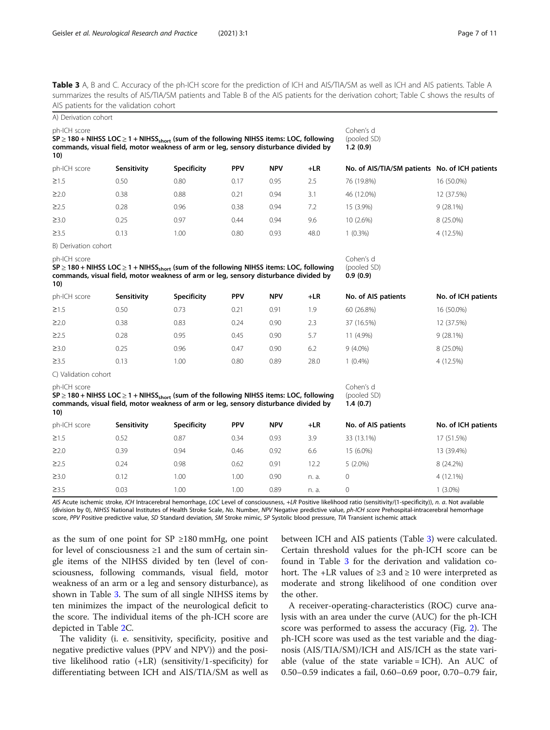**Table 3** A, B and C. Accuracy of the ph-ICH score for the prediction of ICH and AIS/TIA/SM as well as ICH and AIS patients. Table A summarizes the results of AIS/TIA/SM patients and Table B of the AIS patients for the derivation cohort; Table C shows the results of AIS patients for the validation cohort

A) Derivation cohort

| ph-ICH score<br>**SP ≥ 180 + NIHSS LOC ≥ 1 + NIHSS$_{short}$ (sum of the following NIHSS items: LOC, following commands, visual field, motor weakness of arm or leg, sensory disturbance divided by 10)** | | | | | | Cohen's d (pooled SD)<br>**1.2 (0.9)** | |
|---|---|---|---|---|---|---|---|
| ph-ICH score | **Sensitivity** | **Specificity** | **PPV** | **NPV** | **+LR** | **No. of AIS/TIA/SM patients** | **No. of ICH patients** |
| ≥1.5 | 0.50 | 0.80 | 0.17 | 0.95 | 2.5 | 76 (19.8%) | 16 (50.0%) |
| ≥2.0 | 0.38 | 0.88 | 0.21 | 0.94 | 3.1 | 46 (12.0%) | 12 (37.5%) |
| ≥2.5 | 0.28 | 0.96 | 0.38 | 0.94 | 7.2 | 15 (3.9%) | 9 (28.1%) |
| ≥3.0 | 0.25 | 0.97 | 0.44 | 0.94 | 9.6 | 10 (2.6%) | 8 (25.0%) |
| ≥3.5 | 0.13 | 1.00 | 0.80 | 0.93 | 48.0 | 1 (0.3%) | 4 (12.5%) |

B) Derivation cohort

| ph-ICH score<br>**SP ≥ 180 + NIHSS LOC ≥ 1 + NIHSS$_{short}$ (sum of the following NIHSS items: LOC, following commands, visual field, motor weakness of arm or leg, sensory disturbance divided by 10)** | | | | | | Cohen's d (pooled SD)<br>**0.9 (0.9)** | |
|---|---|---|---|---|---|---|---|
| ph-ICH score | **Sensitivity** | **Specificity** | **PPV** | **NPV** | **+LR** | **No. of AIS patients** | **No. of ICH patients** |
| ≥1.5 | 0.50 | 0.73 | 0.21 | 0.91 | 1.9 | 60 (26.8%) | 16 (50.0%) |
| ≥2.0 | 0.38 | 0.83 | 0.24 | 0.90 | 2.3 | 37 (16.5%) | 12 (37.5%) |
| ≥2.5 | 0.28 | 0.95 | 0.45 | 0.90 | 5.7 | 11 (4.9%) | 9 (28.1%) |
| ≥3.0 | 0.25 | 0.96 | 0.47 | 0.90 | 6.2 | 9 (4.0%) | 8 (25.0%) |
| ≥3.5 | 0.13 | 1.00 | 0.80 | 0.89 | 28.0 | 1 (0.4%) | 4 (12.5%) |

C) Validation cohort

| ph-ICH score<br>**SP ≥ 180 + NIHSS LOC ≥ 1 + NIHSS$_{short}$ (sum of the following NIHSS items: LOC, following commands, visual field, motor weakness of arm or leg, sensory disturbance divided by 10)** | | | | | | Cohen's d (pooled SD)<br>**1.4 (0.7)** | |
|---|---|---|---|---|---|---|---|
| ph-ICH score | **Sensitivity** | **Specificity** | **PPV** | **NPV** | **+LR** | **No. of AIS patients** | **No. of ICH patients** |
| ≥1.5 | 0.52 | 0.87 | 0.34 | 0.93 | 3.9 | 33 (13.1%) | 17 (51.5%) |
| ≥2.0 | 0.39 | 0.94 | 0.46 | 0.92 | 6.6 | 15 (6.0%) | 13 (39.4%) |
| ≥2.5 | 0.24 | 0.98 | 0.62 | 0.91 | 12.2 | 5 (2.0%) | 8 (24.2%) |
| ≥3.0 | 0.12 | 1.00 | 1.00 | 0.90 | n. a. | 0 | 4 (12.1%) |
| ≥3.5 | 0.03 | 1.00 | 1.00 | 0.89 | n. a. | 0 | 1 (3.0%) |

*AIS* Acute ischemic stroke, *ICH* Intracerebral hemorrhage, *LOC* Level of consciousness, *+LR* Positive likelihood ratio (sensitivity/(1-specificity)), *n. a.* Not available (division by 0), *NIHSS* National Institutes of Health Stroke Scale, *No.* Number, *NPV* Negative predictive value, *ph-ICH score* Prehospital-intracerebral hemorrhage score, *PPV* Positive predictive value, *SD* Standard deviation, *SM* Stroke mimic, *SP* Systolic blood pressure, *TIA* Transient ischemic attack

as the sum of one point for SP ≥180 mmHg, one point for level of consciousness ≥1 and the sum of certain single items of the NIHSS divided by ten (level of consciousness, following commands, visual field, motor weakness of an arm or a leg and sensory disturbance), as shown in Table 3. The sum of all single NIHSS items by ten minimizes the impact of the neurological deficit to the score. The individual items of the ph-ICH score are depicted in Table 2C.

The validity (i. e. sensitivity, specificity, positive and negative predictive values (PPV and NPV)) and the positive likelihood ratio (+LR) (sensitivity/1-specificity) for differentiating between ICH and AIS/TIA/SM as well as between ICH and AIS patients (Table 3) were calculated. Certain threshold values for the ph-ICH score can be found in Table 3 for the derivation and validation cohort. The +LR values of ≥3 and ≥ 10 were interpreted as moderate and strong likelihood of one condition over the other.

A receiver-operating-characteristics (ROC) curve analysis with an area under the curve (AUC) for the ph-ICH score was performed to assess the accuracy (Fig. 2). The ph-ICH score was used as the test variable and the diagnosis (AIS/TIA/SM)/ICH and AIS/ICH as the state variable (value of the state variable = ICH). An AUC of 0.50–0.59 indicates a fail, 0.60–0.69 poor, 0.70–0.79 fair,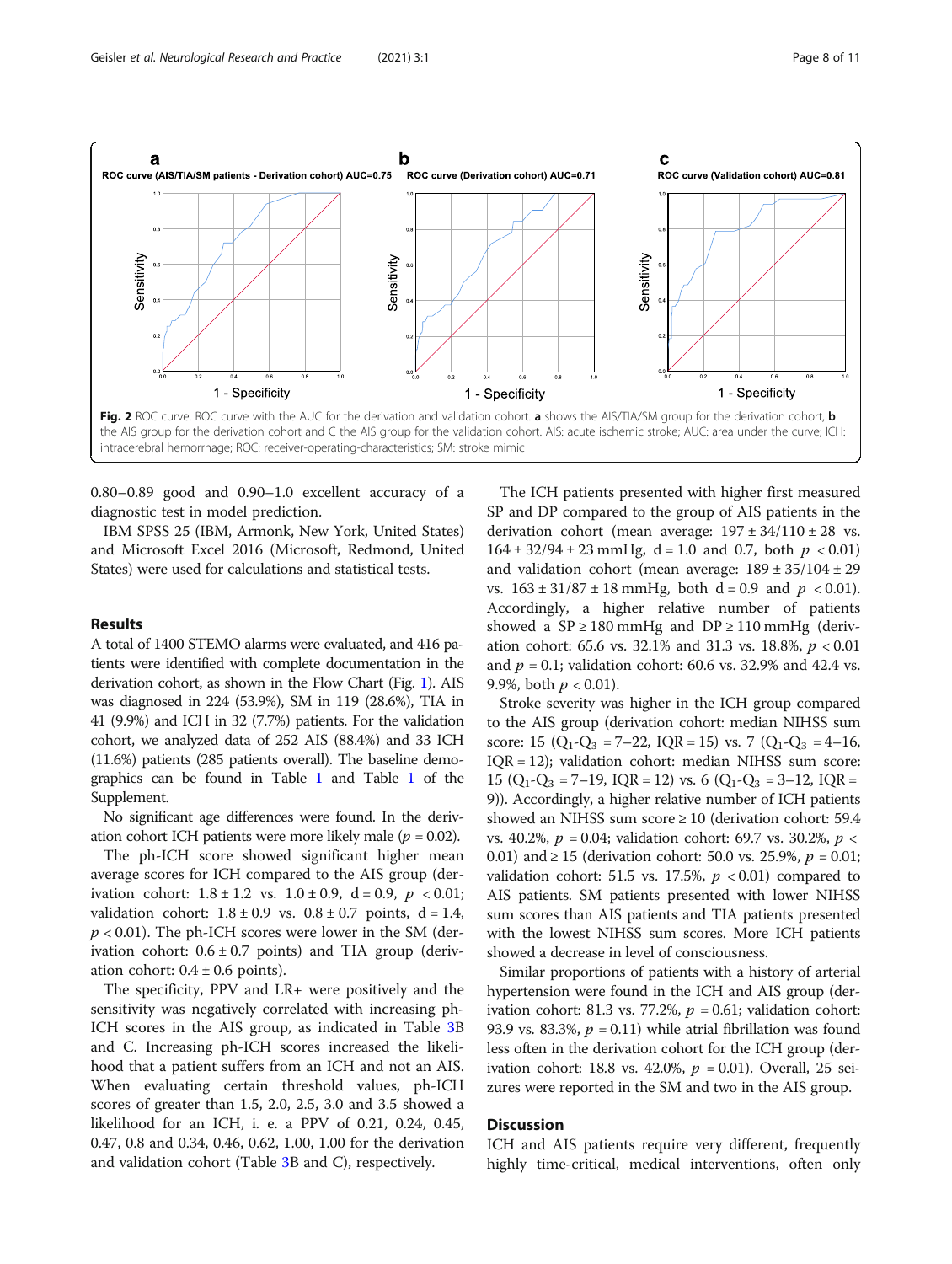**Fig. 2** ROC curve. ROC curve with the AUC for the derivation and validation cohort. **a** shows the AIS/TIA/SM group for the derivation cohort, **b** the AIS group for the derivation cohort and C the AIS group for the validation cohort. AIS: acute ischemic stroke; AUC: area under the curve; ICH: intracerebral hemorrhage; ROC: receiver-operating-characteristics; SM: stroke mimic

0.80–0.89 good and 0.90–1.0 excellent accuracy of a diagnostic test in model prediction.

IBM SPSS 25 (IBM, Armonk, New York, United States) and Microsoft Excel 2016 (Microsoft, Redmond, United States) were used for calculations and statistical tests.

## Results

A total of 1400 STEMO alarms were evaluated, and 416 patients were identified with complete documentation in the derivation cohort, as shown in the Flow Chart (Fig. 1). AIS was diagnosed in 224 (53.9%), SM in 119 (28.6%), TIA in 41 (9.9%) and ICH in 32 (7.7%) patients. For the validation cohort, we analyzed data of 252 AIS (88.4%) and 33 ICH (11.6%) patients (285 patients overall). The baseline demographics can be found in Table 1 and Table 1 of the Supplement.

No significant age differences were found. In the derivation cohort ICH patients were more likely male ($p = 0.02$).

The ph-ICH score showed significant higher mean average scores for ICH compared to the AIS group (derivation cohort: $1.8 \pm 1.2$ vs. $1.0 \pm 0.9$, d = 0.9, $p < 0.01$; validation cohort: $1.8 \pm 0.9$ vs. $0.8 \pm 0.7$ points, d = 1.4, $p < 0.01$). The ph-ICH scores were lower in the SM (derivation cohort: $0.6 \pm 0.7$ points) and TIA group (derivation cohort: $0.4 \pm 0.6$ points).

The specificity, PPV and LR+ were positively and the sensitivity was negatively correlated with increasing ph-ICH scores in the AIS group, as indicated in Table 3B and C. Increasing ph-ICH scores increased the likelihood that a patient suffers from an ICH and not an AIS. When evaluating certain threshold values, ph-ICH scores of greater than 1.5, 2.0, 2.5, 3.0 and 3.5 showed a likelihood for an ICH, i. e. a PPV of 0.21, 0.24, 0.45, 0.47, 0.8 and 0.34, 0.46, 0.62, 1.00, 1.00 for the derivation and validation cohort (Table 3B and C), respectively.

The ICH patients presented with higher first measured SP and DP compared to the group of AIS patients in the derivation cohort (mean average: $197 \pm 34/110 \pm 28$ vs. $164 \pm 32/94 \pm 23$ mmHg, d = 1.0 and 0.7, both $p < 0.01$) and validation cohort (mean average: $189 \pm 35/104 \pm 29$ vs. $163 \pm 31/87 \pm 18$ mmHg, both d = 0.9 and $p < 0.01$). Accordingly, a higher relative number of patients showed a SP ≥ 180 mmHg and DP ≥ 110 mmHg (derivation cohort: 65.6 vs. 32.1% and 31.3 vs. 18.8%, $p < 0.01$ and $p = 0.1$; validation cohort: 60.6 vs. 32.9% and 42.4 vs. 9.9%, both $p < 0.01$).

Stroke severity was higher in the ICH group compared to the AIS group (derivation cohort: median NIHSS sum score: 15 ($Q_1$-$Q_3$ = 7–22, IQR = 15) vs. 7 ($Q_1$-$Q_3$ = 4–16, IQR = 12); validation cohort: median NIHSS sum score: 15 ($Q_1$-$Q_3$ = 7–19, IQR = 12) vs. 6 ($Q_1$-$Q_3$ = 3–12, IQR = 9)). Accordingly, a higher relative number of ICH patients showed an NIHSS sum score ≥ 10 (derivation cohort: 59.4 vs. 40.2%, $p = 0.04$; validation cohort: 69.7 vs. 30.2%, $p < 0.01$) and ≥ 15 (derivation cohort: 50.0 vs. 25.9%, $p = 0.01$; validation cohort: 51.5 vs. 17.5%, $p < 0.01$) compared to AIS patients. SM patients presented with lower NIHSS sum scores than AIS patients and TIA patients presented with the lowest NIHSS sum scores. More ICH patients showed a decrease in level of consciousness.

Similar proportions of patients with a history of arterial hypertension were found in the ICH and AIS group (derivation cohort: 81.3 vs. 77.2%, $p = 0.61$; validation cohort: 93.9 vs. 83.3%, $p = 0.11$) while atrial fibrillation was found less often in the derivation cohort for the ICH group (derivation cohort: 18.8 vs. 42.0%, $p = 0.01$). Overall, 25 seizures were reported in the SM and two in the AIS group.

## Discussion

ICH and AIS patients require very different, frequently highly time-critical, medical interventions, often only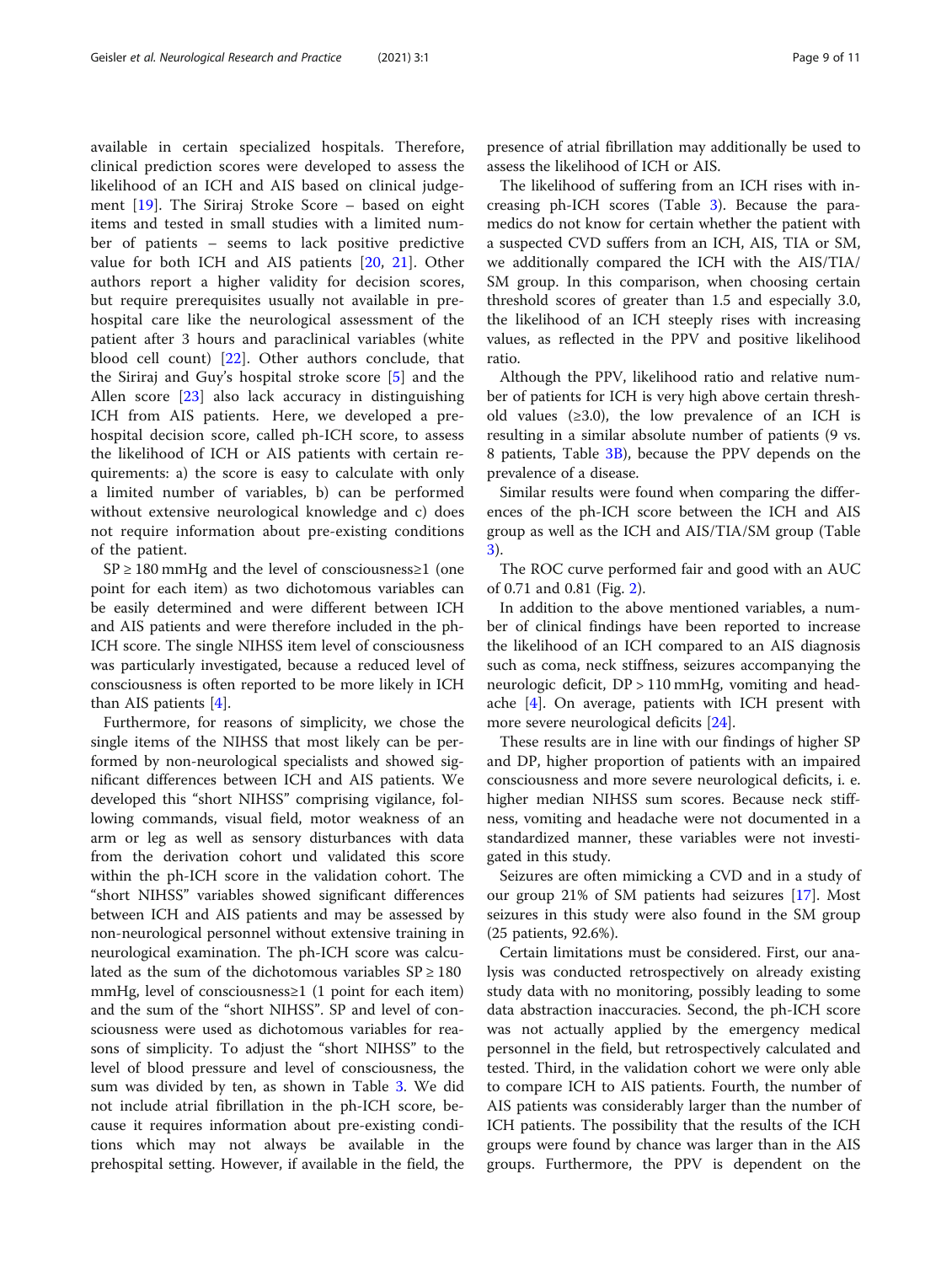available in certain specialized hospitals. Therefore, clinical prediction scores were developed to assess the likelihood of an ICH and AIS based on clinical judgement [19]. The Siriraj Stroke Score – based on eight items and tested in small studies with a limited number of patients – seems to lack positive predictive value for both ICH and AIS patients [20, 21]. Other authors report a higher validity for decision scores, but require prerequisites usually not available in prehospital care like the neurological assessment of the patient after 3 hours and paraclinical variables (white blood cell count) [22]. Other authors conclude, that the Siriraj and Guy's hospital stroke score [5] and the Allen score [23] also lack accuracy in distinguishing ICH from AIS patients. Here, we developed a prehospital decision score, called ph-ICH score, to assess the likelihood of ICH or AIS patients with certain requirements: a) the score is easy to calculate with only a limited number of variables, b) can be performed without extensive neurological knowledge and c) does not require information about pre-existing conditions of the patient.

SP ≥ 180 mmHg and the level of consciousness≥1 (one point for each item) as two dichotomous variables can be easily determined and were different between ICH and AIS patients and were therefore included in the ph-ICH score. The single NIHSS item level of consciousness was particularly investigated, because a reduced level of consciousness is often reported to be more likely in ICH than AIS patients [4].

Furthermore, for reasons of simplicity, we chose the single items of the NIHSS that most likely can be performed by non-neurological specialists and showed significant differences between ICH and AIS patients. We developed this "short NIHSS" comprising vigilance, following commands, visual field, motor weakness of an arm or leg as well as sensory disturbances with data from the derivation cohort und validated this score within the ph-ICH score in the validation cohort. The "short NIHSS" variables showed significant differences between ICH and AIS patients and may be assessed by non-neurological personnel without extensive training in neurological examination. The ph-ICH score was calculated as the sum of the dichotomous variables SP ≥ 180 mmHg, level of consciousness≥1 (1 point for each item) and the sum of the "short NIHSS". SP and level of consciousness were used as dichotomous variables for reasons of simplicity. To adjust the "short NIHSS" to the level of blood pressure and level of consciousness, the sum was divided by ten, as shown in Table 3. We did not include atrial fibrillation in the ph-ICH score, because it requires information about pre-existing conditions which may not always be available in the prehospital setting. However, if available in the field, the presence of atrial fibrillation may additionally be used to assess the likelihood of ICH or AIS.

The likelihood of suffering from an ICH rises with increasing ph-ICH scores (Table 3). Because the paramedics do not know for certain whether the patient with a suspected CVD suffers from an ICH, AIS, TIA or SM, we additionally compared the ICH with the AIS/TIA/SM group. In this comparison, when choosing certain threshold scores of greater than 1.5 and especially 3.0, the likelihood of an ICH steeply rises with increasing values, as reflected in the PPV and positive likelihood ratio.

Although the PPV, likelihood ratio and relative number of patients for ICH is very high above certain threshold values (≥3.0), the low prevalence of an ICH is resulting in a similar absolute number of patients (9 vs. 8 patients, Table 3B), because the PPV depends on the prevalence of a disease.

Similar results were found when comparing the differences of the ph-ICH score between the ICH and AIS group as well as the ICH and AIS/TIA/SM group (Table 3).

The ROC curve performed fair and good with an AUC of 0.71 and 0.81 (Fig. 2).

In addition to the above mentioned variables, a number of clinical findings have been reported to increase the likelihood of an ICH compared to an AIS diagnosis such as coma, neck stiffness, seizures accompanying the neurologic deficit, DP > 110 mmHg, vomiting and headache [4]. On average, patients with ICH present with more severe neurological deficits [24].

These results are in line with our findings of higher SP and DP, higher proportion of patients with an impaired consciousness and more severe neurological deficits, i. e. higher median NIHSS sum scores. Because neck stiffness, vomiting and headache were not documented in a standardized manner, these variables were not investigated in this study.

Seizures are often mimicking a CVD and in a study of our group 21% of SM patients had seizures [17]. Most seizures in this study were also found in the SM group (25 patients, 92.6%).

Certain limitations must be considered. First, our analysis was conducted retrospectively on already existing study data with no monitoring, possibly leading to some data abstraction inaccuracies. Second, the ph-ICH score was not actually applied by the emergency medical personnel in the field, but retrospectively calculated and tested. Third, in the validation cohort we were only able to compare ICH to AIS patients. Fourth, the number of AIS patients was considerably larger than the number of ICH patients. The possibility that the results of the ICH groups were found by chance was larger than in the AIS groups. Furthermore, the PPV is dependent on the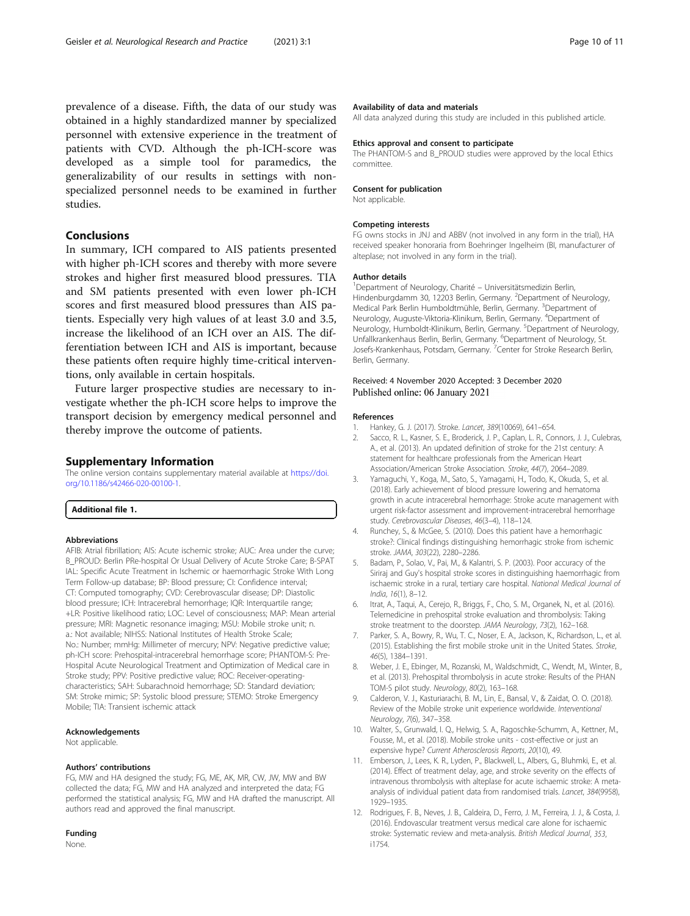prevalence of a disease. Fifth, the data of our study was obtained in a highly standardized manner by specialized personnel with extensive experience in the treatment of patients with CVD. Although the ph-ICH-score was developed as a simple tool for paramedics, the generalizability of our results in settings with non-specialized personnel needs to be examined in further studies.

## Conclusions

In summary, ICH compared to AIS patients presented with higher ph-ICH scores and thereby with more severe strokes and higher first measured blood pressures. TIA and SM patients presented with even lower ph-ICH scores and first measured blood pressures than AIS patients. Especially very high values of at least 3.0 and 3.5, increase the likelihood of an ICH over an AIS. The differentiation between ICH and AIS is important, because these patients often require highly time-critical interventions, only available in certain hospitals.

Future larger prospective studies are necessary to investigate whether the ph-ICH score helps to improve the transport decision by emergency medical personnel and thereby improve the outcome of patients.

## Supplementary Information

The online version contains supplementary material available at https://doi.org/10.1186/s42466-020-00100-1.

**Additional file 1.**

#### Abbreviations

AFIB: Atrial fibrillation; AIS: Acute ischemic stroke; AUC: Area under the curve; B_PROUD: Berlin PRe-hospital Or Usual Delivery of Acute Stroke Care; B-SPATIAL: Specific Acute Treatment in Ischemic or haemorrhagic Stroke With Long Term Follow-up database; BP: Blood pressure; CI: Confidence interval; CT: Computed tomography; CVD: Cerebrovascular disease; DP: Diastolic blood pressure; ICH: Intracerebral hemorrhage; IQR: Interquartile range; +LR: Positive likelihood ratio; LOC: Level of consciousness; MAP: Mean arterial pressure; MRI: Magnetic resonance imaging; MSU: Mobile stroke unit; n.a.: Not available; NIHSS: National Institutes of Health Stroke Scale; No.: Number; mmHg: Millimeter of mercury; NPV: Negative predictive value; ph-ICH score: Prehospital-intracerebral hemorrhage score; PHANTOM-S: Pre-Hospital Acute Neurological Treatment and Optimization of Medical care in Stroke study; PPV: Positive predictive value; ROC: Receiver-operating-characteristics; SAH: Subarachnoid hemorrhage; SD: Standard deviation; SM: Stroke mimic; SP: Systolic blood pressure; STEMO: Stroke Emergency Mobile; TIA: Transient ischemic attack

#### Acknowledgements

Not applicable.

#### Authors' contributions

FG, MW and HA designed the study; FG, ME, AK, MR, CW, JW, MW and BW collected the data; FG, MW and HA analyzed and interpreted the data; FG performed the statistical analysis; FG, MW and HA drafted the manuscript. All authors read and approved the final manuscript.

#### Funding

None.

#### Availability of data and materials

All data analyzed during this study are included in this published article.

#### Ethics approval and consent to participate

The PHANTOM-S and B_PROUD studies were approved by the local Ethics committee.

#### Consent for publication

Not applicable.

#### Competing interests

FG owns stocks in JNJ and ABBV (not involved in any form in the trial), HA received speaker honoraria from Boehringer Ingelheim (BI, manufacturer of alteplase; not involved in any form in the trial).

#### Author details

[1]Department of Neurology, Charité – Universitätsmedizin Berlin, Hindenburgdamm 30, 12203 Berlin, Germany. [2]Department of Neurology, Medical Park Berlin Humboldtmühle, Berlin, Germany. [3]Department of Neurology, Auguste-Viktoria-Klinikum, Berlin, Germany. [4]Department of Neurology, Humboldt-Klinikum, Berlin, Germany. [5]Department of Neurology, Unfallkrankenhaus Berlin, Berlin, Germany. [6]Department of Neurology, St. Josefs-Krankenhaus, Potsdam, Germany. [7]Center for Stroke Research Berlin, Berlin, Germany.

Received: 4 November 2020 Accepted: 3 December 2020
Published online: 06 January 2021

#### References

1. Hankey, G. J. (2017). Stroke. *Lancet, 389*(10069), 641–654.
2. Sacco, R. L., Kasner, S. E., Broderick, J. P., Caplan, L. R., Connors, J. J., Culebras, A., et al. (2013). An updated definition of stroke for the 21st century: A statement for healthcare professionals from the American Heart Association/American Stroke Association. *Stroke, 44*(7), 2064–2089.
3. Yamaguchi, Y., Koga, M., Sato, S., Yamagami, H., Todo, K., Okuda, S., et al. (2018). Early achievement of blood pressure lowering and hematoma growth in acute intracerebral hemorrhage: Stroke acute management with urgent risk-factor assessment and improvement-intracerebral hemorrhage study. *Cerebrovascular Diseases, 46*(3–4), 118–124.
4. Runchey, S., & McGee, S. (2010). Does this patient have a hemorrhagic stroke?: Clinical findings distinguishing hemorrhagic stroke from ischemic stroke. *JAMA, 303*(22), 2280–2286.
5. Badam, P., Solao, V., Pai, M., & Kalantri, S. P. (2003). Poor accuracy of the Siriraj and Guy's hospital stroke scores in distinguishing haemorrhagic from ischaemic stroke in a rural, tertiary care hospital. *National Medical Journal of India, 16*(1), 8–12.
6. Itrat, A., Taqui, A., Cerejo, R., Briggs, F., Cho, S. M., Organek, N., et al. (2016). Telemedicine in prehospital stroke evaluation and thrombolysis: Taking stroke treatment to the doorstep. *JAMA Neurology, 73*(2), 162–168.
7. Parker, S. A., Bowry, R., Wu, T. C., Noser, E. A., Jackson, K., Richardson, L., et al. (2015). Establishing the first mobile stroke unit in the United States. *Stroke, 46*(5), 1384–1391.
8. Weber, J. E., Ebinger, M., Rozanski, M., Waldschmidt, C., Wendt, M., Winter, B., et al. (2013). Prehospital thrombolysis in acute stroke: Results of the PHANTOM-S pilot study. *Neurology, 80*(2), 163–168.
9. Calderon, V. J., Kasturiarachi, B. M., Lin, E., Bansal, V., & Zaidat, O. O. (2018). Review of the Mobile stroke unit experience worldwide. *Interventional Neurology, 7*(6), 347–358.
10. Walter, S., Grunwald, I. Q., Helwig, S. A., Ragoschke-Schumm, A., Kettner, M., Fousse, M., et al. (2018). Mobile stroke units - cost-effective or just an expensive hype? *Current Atherosclerosis Reports, 20*(10), 49.
11. Emberson, J., Lees, K. R., Lyden, P., Blackwell, L., Albers, G., Bluhmki, E., et al. (2014). Effect of treatment delay, age, and stroke severity on the effects of intravenous thrombolysis with alteplase for acute ischaemic stroke: A meta-analysis of individual patient data from randomised trials. *Lancet, 384*(9958), 1929–1935.
12. Rodrigues, F. B., Neves, J. B., Caldeira, D., Ferro, J. M., Ferreira, J. J., & Costa, J. (2016). Endovascular treatment versus medical care alone for ischaemic stroke: Systematic review and meta-analysis. *British Medical Journal, 353*, i1754.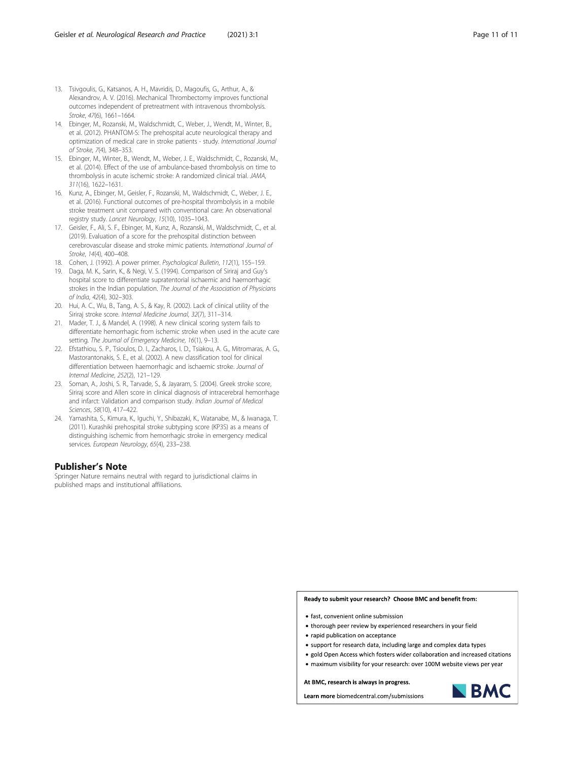13. Tsivgoulis, G., Katsanos, A. H., Mavridis, D., Magoufis, G., Arthur, A., & Alexandrov, A. V. (2016). Mechanical Thrombectomy improves functional outcomes independent of pretreatment with intravenous thrombolysis. *Stroke*, *47*(6), 1661–1664.
14. Ebinger, M., Rozanski, M., Waldschmidt, C., Weber, J., Wendt, M., Winter, B., et al. (2012). PHANTOM-S: The prehospital acute neurological therapy and optimization of medical care in stroke patients - study. *International Journal of Stroke*, *7*(4), 348–353.
15. Ebinger, M., Winter, B., Wendt, M., Weber, J. E., Waldschmidt, C., Rozanski, M., et al. (2014). Effect of the use of ambulance-based thrombolysis on time to thrombolysis in acute ischemic stroke: A randomized clinical trial. *JAMA*, *311*(16), 1622–1631.
16. Kunz, A., Ebinger, M., Geisler, F., Rozanski, M., Waldschmidt, C., Weber, J. E., et al. (2016). Functional outcomes of pre-hospital thrombolysis in a mobile stroke treatment unit compared with conventional care: An observational registry study. *Lancet Neurology*, *15*(10), 1035–1043.
17. Geisler, F., Ali, S. F., Ebinger, M., Kunz, A., Rozanski, M., Waldschmidt, C., et al. (2019). Evaluation of a score for the prehospital distinction between cerebrovascular disease and stroke mimic patients. *International Journal of Stroke*, *14*(4), 400–408.
18. Cohen, J. (1992). A power primer. *Psychological Bulletin*, *112*(1), 155–159.
19. Daga, M. K., Sarin, K., & Negi, V. S. (1994). Comparison of Siriraj and Guy's hospital score to differentiate supratentorial ischaemic and haemorrhagic strokes in the Indian population. *The Journal of the Association of Physicians of India*, *42*(4), 302–303.
20. Hui, A. C., Wu, B., Tang, A. S., & Kay, R. (2002). Lack of clinical utility of the Siriraj stroke score. *Internal Medicine Journal*, *32*(7), 311–314.
21. Mader, T. J., & Mandel, A. (1998). A new clinical scoring system fails to differentiate hemorrhagic from ischemic stroke when used in the acute care setting. *The Journal of Emergency Medicine*, *16*(1), 9–13.
22. Efstathiou, S. P., Tsioulos, D. I., Zacharos, I. D., Tsiakou, A. G., Mitromaras, A. G., Mastorantonakis, S. E., et al. (2002). A new classification tool for clinical differentiation between haemorrhagic and ischaemic stroke. *Journal of Internal Medicine*, *252*(2), 121–129.
23. Soman, A., Joshi, S. R., Tarvade, S., & Jayaram, S. (2004). Greek stroke score, Siriraj score and Allen score in clinical diagnosis of intracerebral hemorrhage and infarct: Validation and comparison study. *Indian Journal of Medical Sciences*, *58*(10), 417–422.
24. Yamashita, S., Kimura, K., Iguchi, Y., Shibazaki, K., Watanabe, M., & Iwanaga, T. (2011). Kurashiki prehospital stroke subtyping score (KP3S) as a means of distinguishing ischemic from hemorrhagic stroke in emergency medical services. *European Neurology*, *65*(4), 233–238.

## Publisher's Note

Springer Nature remains neutral with regard to jurisdictional claims in published maps and institutional affiliations.

**Ready to submit your research? Choose BMC and benefit from:**

- fast, convenient online submission
- thorough peer review by experienced researchers in your field
- rapid publication on acceptance
- support for research data, including large and complex data types
- gold Open Access which fosters wider collaboration and increased citations
- maximum visibility for your research: over 100M website views per year

**At BMC, research is always in progress.**

**Learn more** biomedcentral.com/submissions